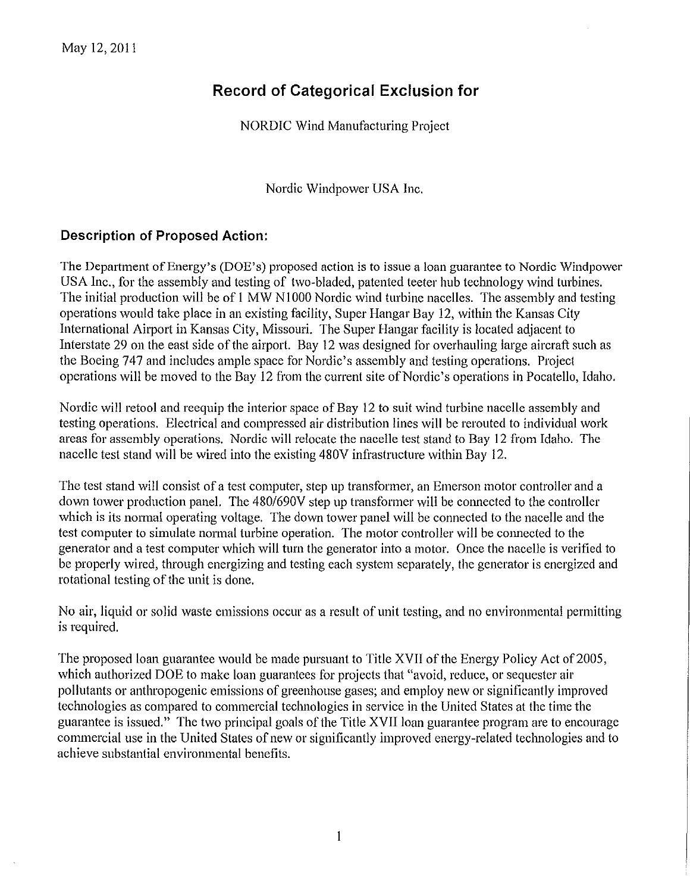May 12, 2011

# Record of Categorical Exclusion for

NORDIC Wind Manufacturing Project

Nordic Windpower USA Inc.

## Description of Proposed Action:

The Department of Energy's (DOE's) proposed action is to issue a loan guarantee to Nordic Windpower USA Inc., for the assembly and testing of two-bladed, patented teeter hub technology wind turbines. The initial production will be of 1 MW N1000 Nordic wind turbine nacelles. The assembly and testing operations would take place in an existing facility, Super Hangar Bay 12, within the Kansas City International Airport in Kansas City, Missouri. The Super Hangar facility is located adjacent to Interstate 29 on the east side of the airport. Bay 12 was designed for overhauling large aircraft such as the Boeing 747 and includes ample space for Nordic's assembly and testing operations. Project operations will be moved to the Bay 12 from the current site of Nordic's operations in Pocatello, Idaho.

Nordic will retool and reequip the interior space of Bay 12 to suit wind turbine nacelle assembly and testing operations. Electrical and compressed air distribution lines will be rerouted to individual work areas for assembly operations. Nordic will relocate the nacelle test stand to Bay 12 from Idaho. The nacelle test stand will be wired into the existing 480V infrastructure within Bay 12.

The test stand will consist of a test computer, step up transformer, an Emerson motor controller and a down tower production panel. The 480/690V step up transformer will be connected to the controller which is its normal operating voltage. The down tower panel will be connected to the nacelle and the test computer to simulate normal turbine operation. The motor controller will be connected to the generator and a test computer which will turn the generator into a motor. Once the nacelle is verified to be properly wired, through energizing and testing each system separately, the generator is energized and rotational testing of the unit is done.

No air, liquid or solid waste emissions occur as a result of unit testing, and no environmental permitting is required.

The proposed loan guarantee would be made pursuant to Title XVII of the Energy Policy Act of 2005, which authorized DOE to make loan guarantees for projects that "avoid, reduce, or sequester air pollutants or anthropogenic emissions of greenhouse gases; and employ new or significantly improved technologies as compared to commercial technologies in service in the United States at the time the guarantee is issued." The two principal goals of the Title XVII loan guarantee program are to encourage commercial use in the United States of new or significantly improved energy-related technologies and to achieve substantial environmental benefits.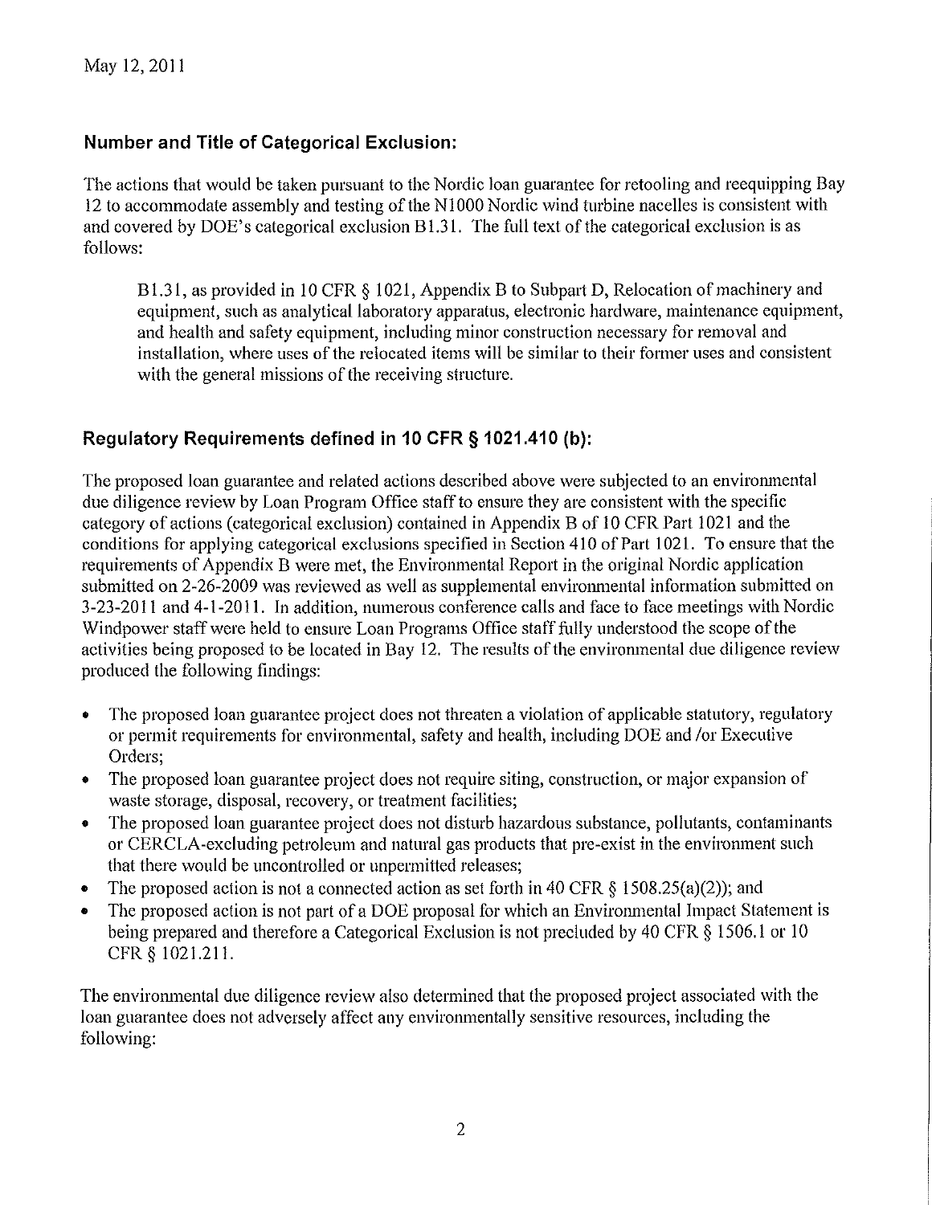May 12, 2011

## Number and Title of Categorical Exclusion:

The actions that would be taken pursuant to the Nordic loan guarantee for retooling and reequipping Bay 12 to accommodate assembly and testing of the N1000 Nordic wind turbine nacelles is consistent with and covered by DOE's categorical exclusion B1.31. The full text of the categorical exclusion is as follows:

> B1.31, as provided in 10 CFR § 1021, Appendix B to Subpart D, Relocation of machinery and equipment, such as analytical laboratory apparatus, electronic hardware, maintenance equipment, and health and safety equipment, including minor construction necessary for removal and installation, where uses of the relocated items will be similar to their former uses and consistent with the general missions of the receiving structure.

## Regulatory Requirements defined in 10 CFR § 1021.410 (b):

The proposed loan guarantee and related actions described above were subjected to an environmental due diligence review by Loan Program Office staff to ensure they are consistent with the specific category of actions (categorical exclusion) contained in Appendix B of 10 CFR Part 1021 and the conditions for applying categorical exclusions specified in Section 410 of Part 1021. To ensure that the requirements of Appendix B were met, the Environmental Report in the original Nordic application submitted on 2-26-2009 was reviewed as well as supplemental environmental information submitted on 3-23-2011 and 4-1-2011. In addition, numerous conference calls and face to face meetings with Nordic Windpower staff were held to ensure Loan Programs Office staff fully understood the scope of the activities being proposed to be located in Bay 12. The results of the environmental due diligence review produced the following findings:

- The proposed loan guarantee project does not threaten a violation of applicable statutory, regulatory or permit requirements for environmental, safety and health, including DOE and /or Executive Orders;
- The proposed loan guarantee project does not require siting, construction, or major expansion of waste storage, disposal, recovery, or treatment facilities;
- The proposed loan guarantee project does not disturb hazardous substance, pollutants, contaminants or CERCLA-excluding petroleum and natural gas products that pre-exist in the environment such that there would be uncontrolled or unpermitted releases;
- The proposed action is not a connected action as set forth in 40 CFR § 1508.25(a)(2)); and
- The proposed action is not part of a DOE proposal for which an Environmental Impact Statement is being prepared and therefore a Categorical Exclusion is not precluded by 40 CFR § 1506.1 or 10 CFR § 1021.211.

The environmental due diligence review also determined that the proposed project associated with the loan guarantee does not adversely affect any environmentally sensitive resources, including the following: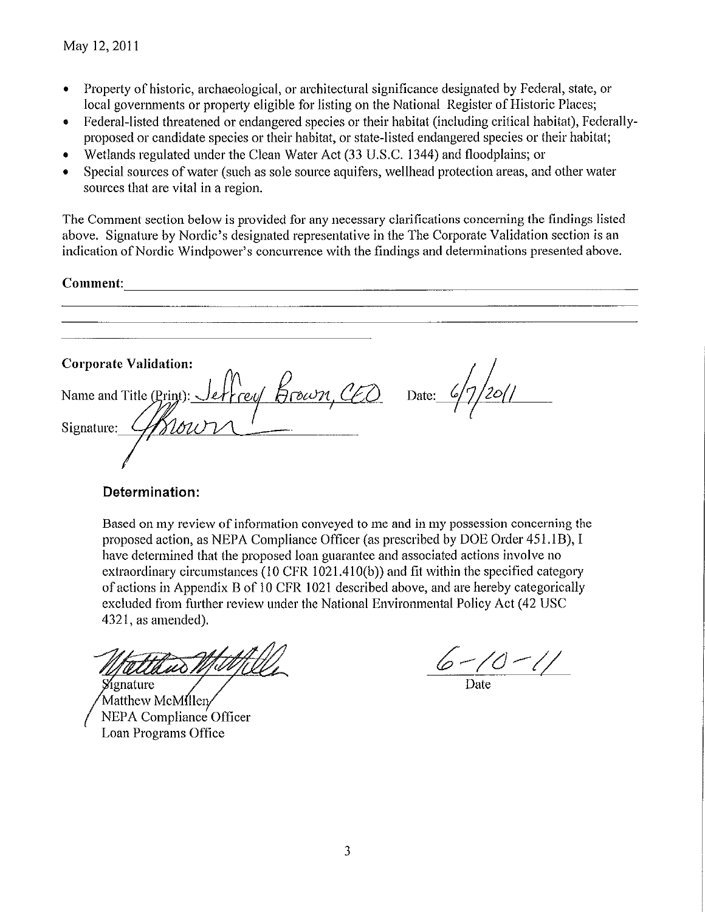May 12, 2011

- Property of historic, archaeological, or architectural significance designated by Federal, state, or local governments or property eligible for listing on the National Register of Historic Places;
- Federal-listed threatened or endangered species or their habitat (including critical habitat), Federally-proposed or candidate species or their habitat, or state-listed endangered species or their habitat;
- Wetlands regulated under the Clean Water Act (33 U.S.C. 1344) and floodplains; or
- Special sources of water (such as sole source aquifers, wellhead protection areas, and other water sources that are vital in a region.

The Comment section below is provided for any necessary clarifications concerning the findings listed above. Signature by Nordic's designated representative in the The Corporate Validation section is an indication of Nordic Windpower's concurrence with the findings and determinations presented above.

**Comment:** ______________________________

**Corporate Validation:**

Name and Title (Print): Jeffrey Brown, CEO Date: 6/7/2011

Signature: Brown

### Determination:

Based on my review of information conveyed to me and in my possession concerning the proposed action, as NEPA Compliance Officer (as prescribed by DOE Order 451.1B), I have determined that the proposed loan guarantee and associated actions involve no extraordinary circumstances (10 CFR 1021.410(b)) and fit within the specified category of actions in Appendix B of 10 CFR 1021 described above, and are hereby categorically excluded from further review under the National Environmental Policy Act (42 USC 4321, as amended).

Signature
Matthew McMillen
NEPA Compliance Officer
Loan Programs Office

6-10-11
Date